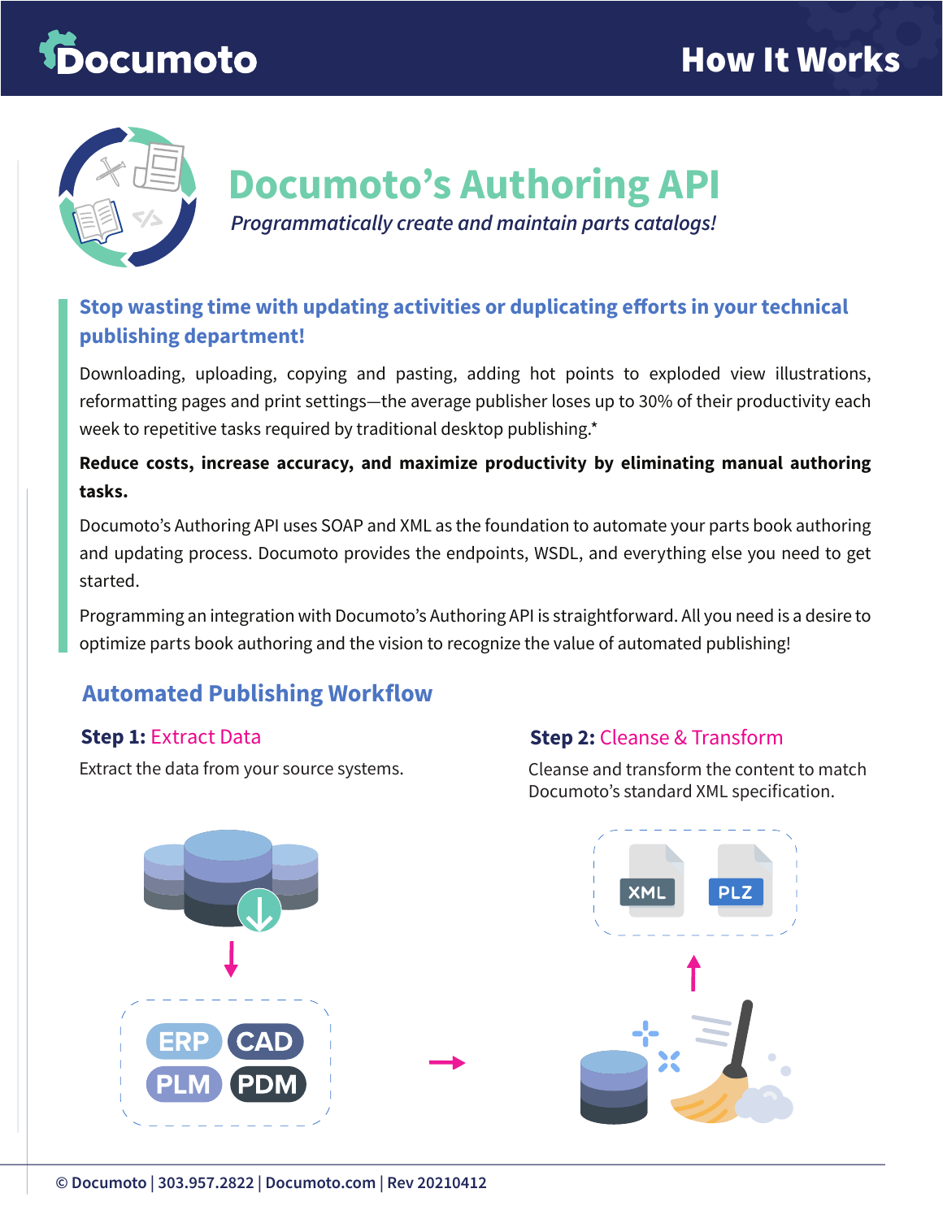# Documoto's Authoring API

*Programmatically create and maintain parts catalogs!*

## Stop wasting time with updating activities or duplicating efforts in your technical publishing department!

Downloading, uploading, copying and pasting, adding hot points to exploded view illustrations, reformatting pages and print settings—the average publisher loses up to 30% of their productivity each week to repetitive tasks required by traditional desktop publishing.*

**Reduce costs, increase accuracy, and maximize productivity by eliminating manual authoring tasks.**

Documoto's Authoring API uses SOAP and XML as the foundation to automate your parts book authoring and updating process. Documoto provides the endpoints, WSDL, and everything else you need to get started.

Programming an integration with Documoto's Authoring API is straightforward. All you need is a desire to optimize parts book authoring and the vision to recognize the value of automated publishing!

## Automated Publishing Workflow

### Step 1: Extract Data

Extract the data from your source systems.

ERP CAD PLM PDM

### Step 2: Cleanse & Transform

Cleanse and transform the content to match Documoto's standard XML specification.

XML PLZ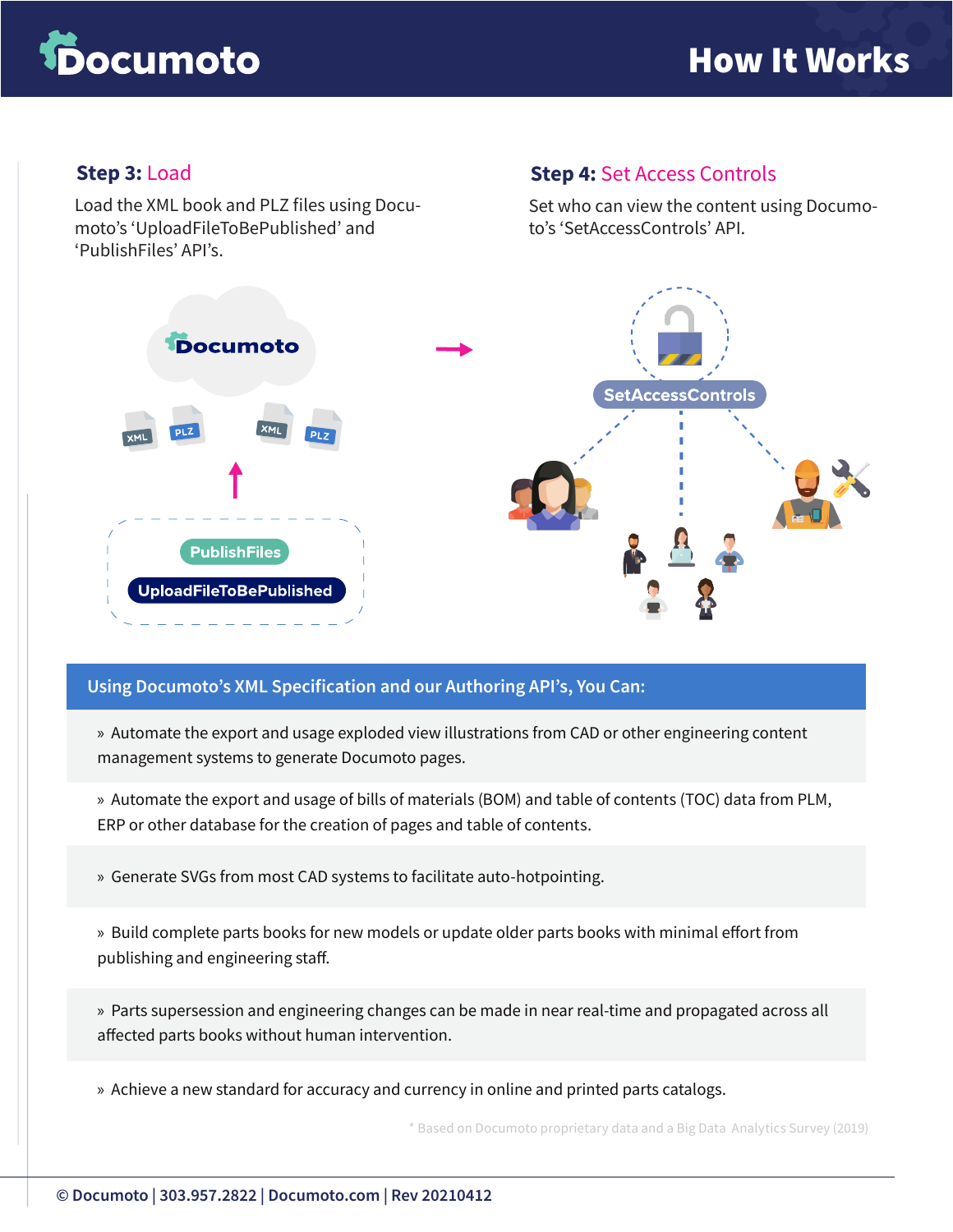## Step 3: Load

Load the XML book and PLZ files using Documoto's 'UploadFileToBePublished' and 'PublishFiles' API's.

## Step 4: Set Access Controls

Set who can view the content using Documoto's 'SetAccessControls' API.

### Using Documoto's XML Specification and our Authoring API's, You Can:

» Automate the export and usage exploded view illustrations from CAD or other engineering content management systems to generate Documoto pages.

» Automate the export and usage of bills of materials (BOM) and table of contents (TOC) data from PLM, ERP or other database for the creation of pages and table of contents.

» Generate SVGs from most CAD systems to facilitate auto-hotpointing.

» Build complete parts books for new models or update older parts books with minimal effort from publishing and engineering staff.

» Parts supersession and engineering changes can be made in near real-time and propagated across all affected parts books without human intervention.

» Achieve a new standard for accuracy and currency in online and printed parts catalogs.

* Based on Documoto proprietary data and a Big Data Analytics Survey (2019)

© Documoto | 303.957.2822 | Documoto.com | Rev 20210412